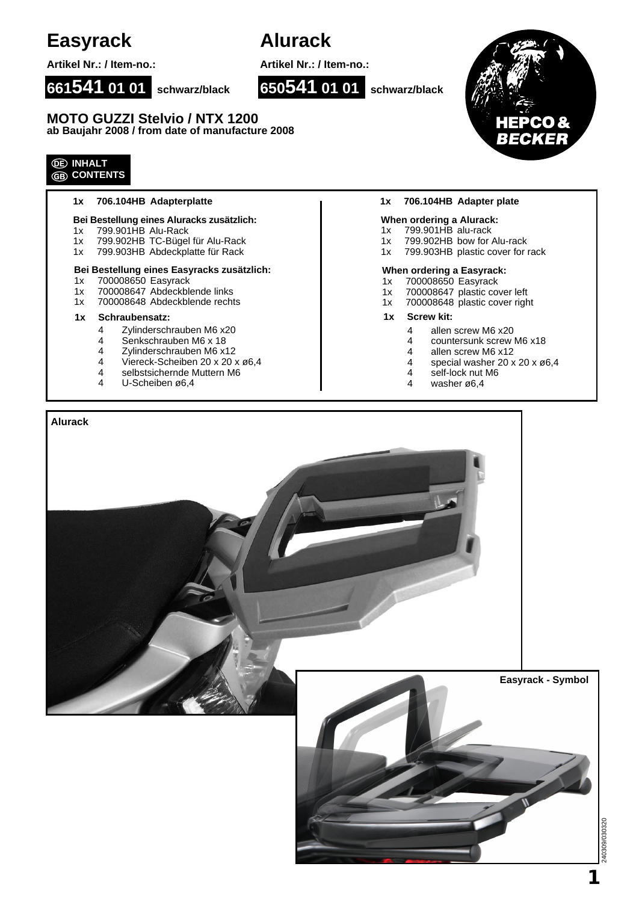# Easyrack

**Artikel Nr.: / Item-no.:**

**661541 01 01** **schwarz/black**

# Alurack

**Artikel Nr.: / Item-no.:**

**650541 01 01** **schwarz/black**

HEPCO & BECKER

## MOTO GUZZI Stelvio / NTX 1200

**ab Baujahr 2008 / from date of manufacture 2008**

**DE INHALT**
**GB CONTENTS**

**1x 706.104HB Adapterplatte**

**Bei Bestellung eines Aluracks zusätzlich:**

- 1x 799.901HB Alu-Rack
- 1x 799.902HB TC-Bügel für Alu-Rack
- 1x 799.903HB Abdeckplatte für Rack

**Bei Bestellung eines Easyracks zusätzlich:**

- 1x 700008650 Easyrack
- 1x 700008647 Abdeckblende links
- 1x 700008648 Abdeckblende rechts

**1x Schraubensatz:**

- 4 Zylinderschrauben M6 x20
- 4 Senkschrauben M6 x 18
- 4 Zylinderschrauben M6 x12
- 4 Viereck-Scheiben 20 x 20 x ø6,4
- 4 selbstsichernde Muttern M6
- 4 U-Scheiben ø6,4

**1x 706.104HB Adapter plate**

**When ordering a Alurack:**

- 1x 799.901HB alu-rack
- 1x 799.902HB bow for Alu-rack
- 1x 799.903HB plastic cover for rack

**When ordering a Easyrack:**

- 1x 700008650 Easyrack
- 1x 700008647 plastic cover left
- 1x 700008648 plastic cover right

**1x Screw kit:**

- 4 allen screw M6 x20
- 4 countersunk screw M6 x18
- 4 allen screw M6 x12
- 4 special washer 20 x 20 x ø6,4
- 4 self-lock nut M6
- 4 washer ø6,4

**Alurack**

**Easyrack - Symbol**

240309/030320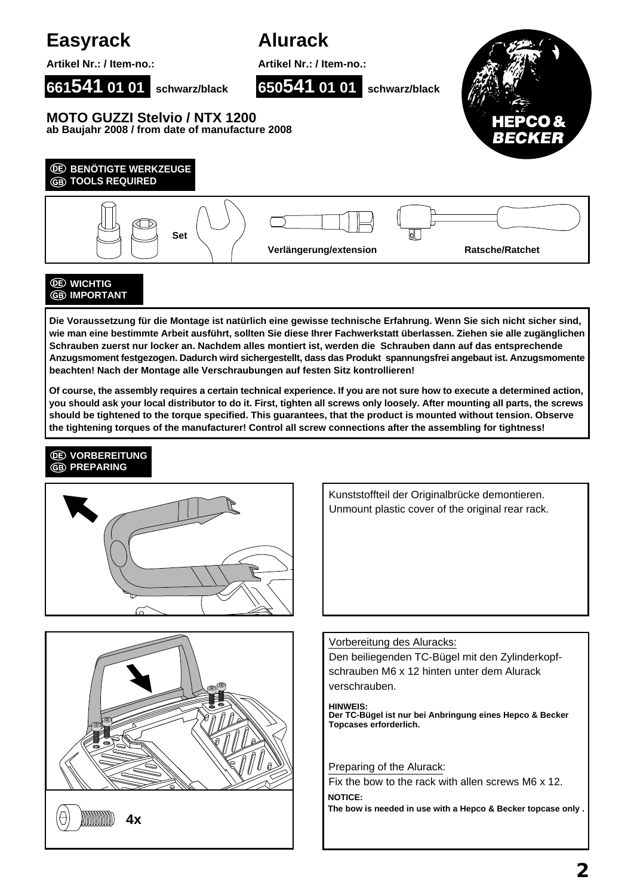# Easyrack

**Artikel Nr.: / Item-no.:**

**661541 01 01** **schwarz/black**

# Alurack

**Artikel Nr.: / Item-no.:**

**650541 01 01** **schwarz/black**

HEPCO & BECKER

## MOTO GUZZI Stelvio / NTX 1200

**ab Baujahr 2008 / from date of manufacture 2008**

### DE BENÖTIGTE WERKZEUGE
### GB TOOLS REQUIRED

Set

Verlängerung/extension

Ratsche/Ratchet

### DE WICHTIG
### GB IMPORTANT

**Die Voraussetzung für die Montage ist natürlich eine gewisse technische Erfahrung. Wenn Sie sich nicht sicher sind, wie man eine bestimmte Arbeit ausführt, sollten Sie diese Ihrer Fachwerkstatt überlassen. Ziehen sie alle zugänglichen Schrauben zuerst nur locker an. Nachdem alles montiert ist, werden die Schrauben dann auf das entsprechende Anzugsmoment festgezogen. Dadurch wird sichergestellt, dass das Produkt spannungsfrei angebaut ist. Anzugsmomente beachten! Nach der Montage alle Verschraubungen auf festen Sitz kontrollieren!**

**Of course, the assembly requires a certain technical experience. If you are not sure how to execute a determined action, you should ask your local distributor to do it. First, tighten all screws only loosely. After mounting all parts, the screws should be tightened to the torque specified. This guarantees, that the product is mounted without tension. Observe the tightening torques of the manufacturer! Control all screw connections after the assembling for tightness!**

### DE VORBEREITUNG
### GB PREPARING

Kunststoffteil der Originalbrücke demontieren.
Unmount plastic cover of the original rear rack.

4x

Vorbereitung des Aluracks:
Den beiliegenden TC-Bügel mit den Zylinderkopf-schrauben M6 x 12 hinten unter dem Alurack verschrauben.

**HINWEIS:**
**Der TC-Bügel ist nur bei Anbringung eines Hepco & Becker Topcases erforderlich.**

Preparing of the Alurack:
Fix the bow to the rack with allen screws M6 x 12.

**NOTICE:**
**The bow is needed in use with a Hepco & Becker topcase only .**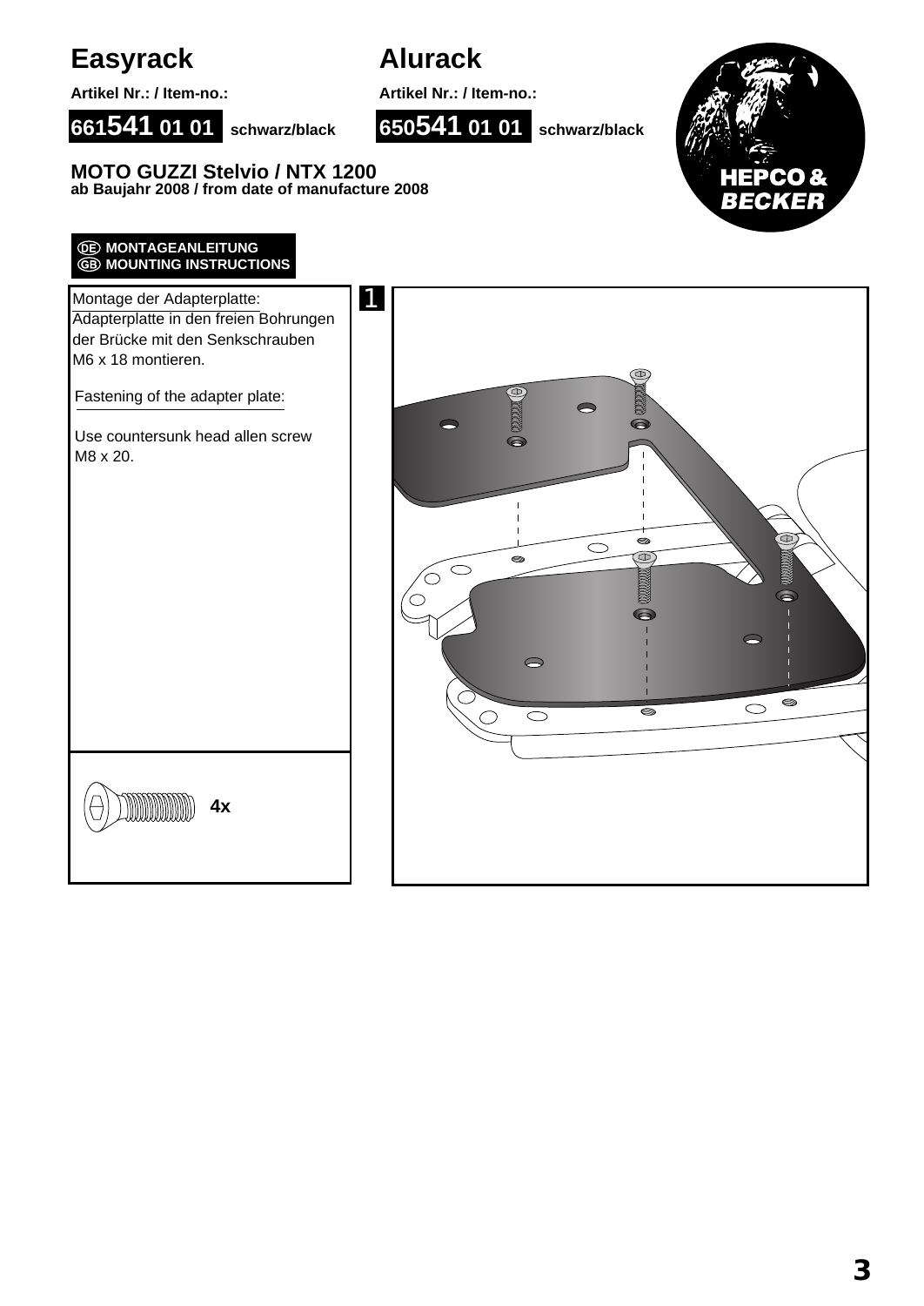# Easyrack

**Artikel Nr.: / Item-no.:**

**661541 01 01** **schwarz/black**

# Alurack

**Artikel Nr.: / Item-no.:**

**650541 01 01** **schwarz/black**

HEPCO & BECKER

## MOTO GUZZI Stelvio / NTX 1200

**ab Baujahr 2008 / from date of manufacture 2008**

**DE MONTAGEANLEITUNG**
**GB MOUNTING INSTRUCTIONS**

Montage der Adapterplatte:
Adapterplatte in den freien Bohrungen der Brücke mit den Senkschrauben M6 x 18 montieren.

Fastening of the adapter plate:

Use countersunk head allen screw M8 x 20.

4x

1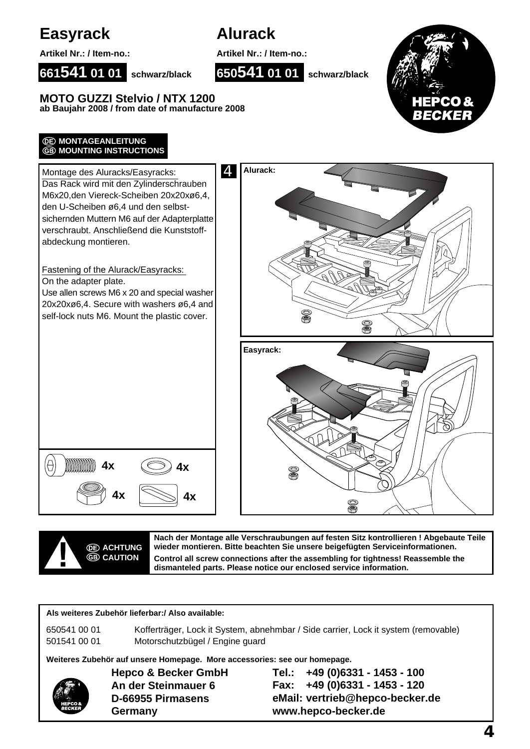# Easyrack

**Artikel Nr.: / Item-no.:**

**661541 01 01** **schwarz/black**

# Alurack

**Artikel Nr.: / Item-no.:**

**650541 01 01** **schwarz/black**

HEPCO & BECKER

**MOTO GUZZI Stelvio / NTX 1200**
**ab Baujahr 2008 / from date of manufacture 2008**

**DE MONTAGEANLEITUNG**
**GB MOUNTING INSTRUCTIONS**

Montage des Aluracks/Easyracks:
Das Rack wird mit den Zylinderschrauben M6x20,den Viereck-Scheiben 20x20xø6,4, den U-Scheiben ø6,4 und den selbstsichernden Muttern M6 auf der Adapterplatte verschraubt. Anschließend die Kunststoffabdeckung montieren.

Fastening of the Alurack/Easyracks:
On the adapter plate.
Use allen screws M6 x 20 and special washer 20x20xø6,4. Secure with washers ø6,4 and self-lock nuts M6. Mount the plastic cover.

4x 4x
4x 4x

4

**Alurack:**

**Easyrack:**

**DE ACHTUNG**
**GB CAUTION**

**Nach der Montage alle Verschraubungen auf festen Sitz kontrollieren ! Abgebaute Teile wieder montieren. Bitte beachten Sie unsere beigefügten Serviceinformationen.**

**Control all screw connections after the assembling for tightness! Reassemble the dismanteled parts. Please notice our enclosed service information.**

**Als weiteres Zubehör lieferbar:/ Also available:**

| | |
|---|---|
| 650541 00 01 | Kofferträger, Lock it System, abnehmbar / Side carrier, Lock it system (removable) |
| 501541 00 01 | Motorschutzbügel / Engine guard |

**Weiteres Zubehör auf unsere Homepage. More accessories: see our homepage.**

**Hepco & Becker GmbH**
**An der Steinmauer 6**
**D-66955 Pirmasens**
**Germany**

**Tel.: +49 (0)6331 - 1453 - 100**
**Fax: +49 (0)6331 - 1453 - 120**
**eMail: vertrieb@hepco-becker.de**
**www.hepco-becker.de**